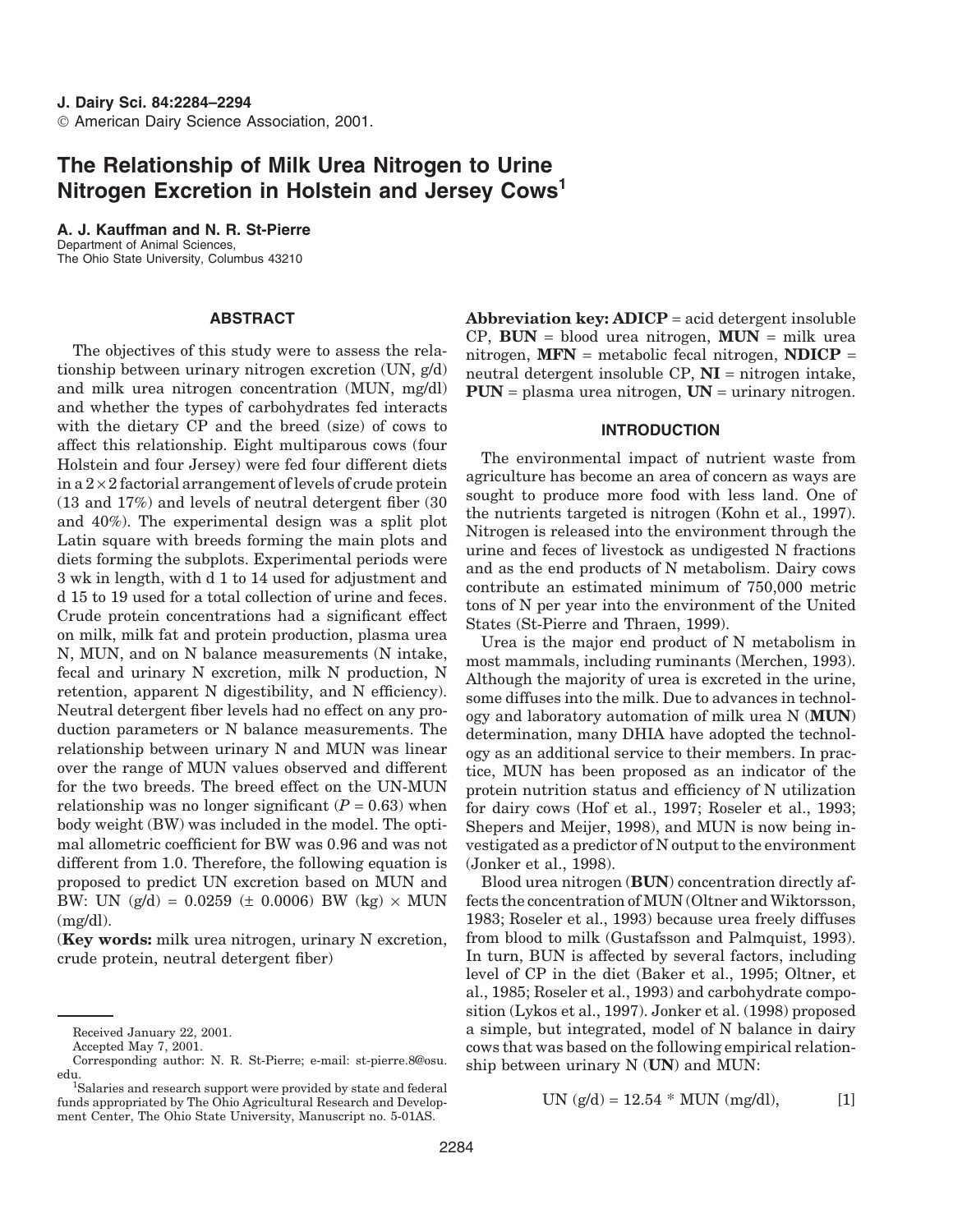# The Relationship of Milk Urea Nitrogen to Urine Nitrogen Excretion in Holstein and Jersey Cows[1]

**A. J. Kauffman and N. R. St-Pierre**
Department of Animal Sciences,
The Ohio State University, Columbus 43210

## ABSTRACT

The objectives of this study were to assess the relationship between urinary nitrogen excretion (UN, g/d) and milk urea nitrogen concentration (MUN, mg/dl) and whether the types of carbohydrates fed interacts with the dietary CP and the breed (size) of cows to affect this relationship. Eight multiparous cows (four Holstein and four Jersey) were fed four different diets in a $2 \times 2$ factorial arrangement of levels of crude protein (13 and 17%) and levels of neutral detergent fiber (30 and 40%). The experimental design was a split plot Latin square with breeds forming the main plots and diets forming the subplots. Experimental periods were 3 wk in length, with d 1 to 14 used for adjustment and d 15 to 19 used for a total collection of urine and feces. Crude protein concentrations had a significant effect on milk, milk fat and protein production, plasma urea N, MUN, and on N balance measurements (N intake, fecal and urinary N excretion, milk N production, N retention, apparent N digestibility, and N efficiency). Neutral detergent fiber levels had no effect on any production parameters or N balance measurements. The relationship between urinary N and MUN was linear over the range of MUN values observed and different for the two breeds. The breed effect on the UN-MUN relationship was no longer significant ($P = 0.63$) when body weight (BW) was included in the model. The optimal allometric coefficient for BW was 0.96 and was not different from 1.0. Therefore, the following equation is proposed to predict UN excretion based on MUN and BW: UN (g/d) = 0.0259 (± 0.0006) BW (kg) × MUN (mg/dl).

(**Key words:** milk urea nitrogen, urinary N excretion, crude protein, neutral detergent fiber)

**Abbreviation key: ADICP** = acid detergent insoluble CP, **BUN** = blood urea nitrogen, **MUN** = milk urea nitrogen, **MFN** = metabolic fecal nitrogen, **NDICP** = neutral detergent insoluble CP, **NI** = nitrogen intake, **PUN** = plasma urea nitrogen, **UN** = urinary nitrogen.

## INTRODUCTION

The environmental impact of nutrient waste from agriculture has become an area of concern as ways are sought to produce more food with less land. One of the nutrients targeted is nitrogen (Kohn et al., 1997). Nitrogen is released into the environment through the urine and feces of livestock as undigested N fractions and as the end products of N metabolism. Dairy cows contribute an estimated minimum of 750,000 metric tons of N per year into the environment of the United States (St-Pierre and Thraen, 1999).

Urea is the major end product of N metabolism in most mammals, including ruminants (Merchen, 1993). Although the majority of urea is excreted in the urine, some diffuses into the milk. Due to advances in technology and laboratory automation of milk urea N (**MUN**) determination, many DHIA have adopted the technology as an additional service to their members. In practice, MUN has been proposed as an indicator of the protein nutrition status and efficiency of N utilization for dairy cows (Hof et al., 1997; Roseler et al., 1993; Shepers and Meijer, 1998), and MUN is now being investigated as a predictor of N output to the environment (Jonker et al., 1998).

Blood urea nitrogen (**BUN**) concentration directly affects the concentration of MUN (Oltner and Wiktorsson, 1983; Roseler et al., 1993) because urea freely diffuses from blood to milk (Gustafsson and Palmquist, 1993). In turn, BUN is affected by several factors, including level of CP in the diet (Baker et al., 1995; Oltner, et al., 1985; Roseler et al., 1993) and carbohydrate composition (Lykos et al., 1997). Jonker et al. (1998) proposed a simple, but integrated, model of N balance in dairy cows that was based on the following empirical relationship between urinary N (**UN**) and MUN:

$$\text{UN (g/d)} = 12.54 * \text{MUN (mg/dl)}, \qquad [1]$$

Received January 22, 2001.
Accepted May 7, 2001.
Corresponding author: N. R. St-Pierre; e-mail: st-pierre.8@osu.edu.
[1]Salaries and research support were provided by state and federal funds appropriated by The Ohio Agricultural Research and Development Center, The Ohio State University, Manuscript no. 5-01AS.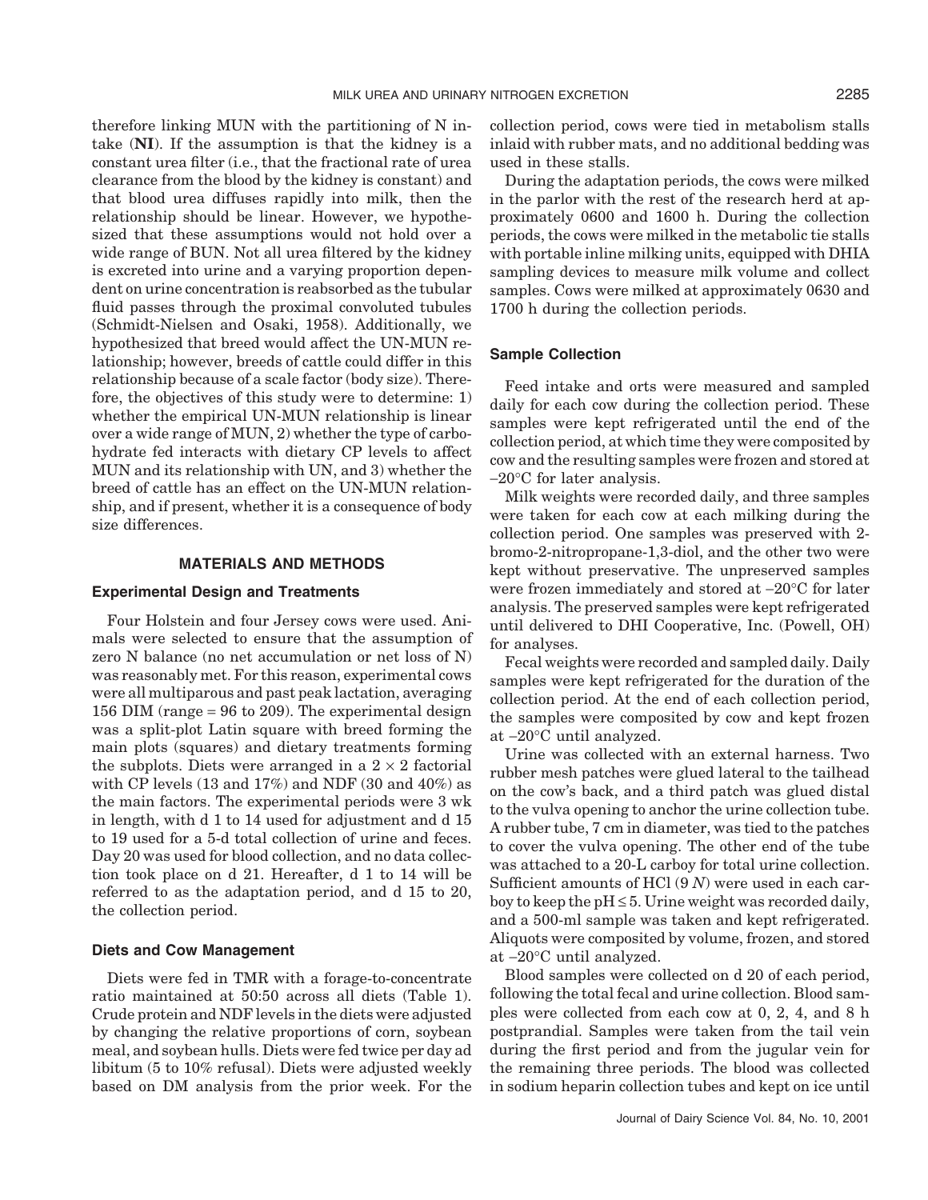therefore linking MUN with the partitioning of N intake (**NI**). If the assumption is that the kidney is a constant urea filter (i.e., that the fractional rate of urea clearance from the blood by the kidney is constant) and that blood urea diffuses rapidly into milk, then the relationship should be linear. However, we hypothesized that these assumptions would not hold over a wide range of BUN. Not all urea filtered by the kidney is excreted into urine and a varying proportion dependent on urine concentration is reabsorbed as the tubular fluid passes through the proximal convoluted tubules (Schmidt-Nielsen and Osaki, 1958). Additionally, we hypothesized that breed would affect the UN-MUN relationship; however, breeds of cattle could differ in this relationship because of a scale factor (body size). Therefore, the objectives of this study were to determine: 1) whether the empirical UN-MUN relationship is linear over a wide range of MUN, 2) whether the type of carbohydrate fed interacts with dietary CP levels to affect MUN and its relationship with UN, and 3) whether the breed of cattle has an effect on the UN-MUN relationship, and if present, whether it is a consequence of body size differences.

## MATERIALS AND METHODS

### Experimental Design and Treatments

Four Holstein and four Jersey cows were used. Animals were selected to ensure that the assumption of zero N balance (no net accumulation or net loss of N) was reasonably met. For this reason, experimental cows were all multiparous and past peak lactation, averaging 156 DIM (range = 96 to 209). The experimental design was a split-plot Latin square with breed forming the main plots (squares) and dietary treatments forming the subplots. Diets were arranged in a $2 \times 2$ factorial with CP levels (13 and 17%) and NDF (30 and 40%) as the main factors. The experimental periods were 3 wk in length, with d 1 to 14 used for adjustment and d 15 to 19 used for a 5-d total collection of urine and feces. Day 20 was used for blood collection, and no data collection took place on d 21. Hereafter, d 1 to 14 will be referred to as the adaptation period, and d 15 to 20, the collection period.

### Diets and Cow Management

Diets were fed in TMR with a forage-to-concentrate ratio maintained at 50:50 across all diets (Table 1). Crude protein and NDF levels in the diets were adjusted by changing the relative proportions of corn, soybean meal, and soybean hulls. Diets were fed twice per day ad libitum (5 to 10% refusal). Diets were adjusted weekly based on DM analysis from the prior week. For the collection period, cows were tied in metabolism stalls inlaid with rubber mats, and no additional bedding was used in these stalls.

During the adaptation periods, the cows were milked in the parlor with the rest of the research herd at approximately 0600 and 1600 h. During the collection periods, the cows were milked in the metabolic tie stalls with portable inline milking units, equipped with DHIA sampling devices to measure milk volume and collect samples. Cows were milked at approximately 0630 and 1700 h during the collection periods.

### Sample Collection

Feed intake and orts were measured and sampled daily for each cow during the collection period. These samples were kept refrigerated until the end of the collection period, at which time they were composited by cow and the resulting samples were frozen and stored at –20°C for later analysis.

Milk weights were recorded daily, and three samples were taken for each cow at each milking during the collection period. One samples was preserved with 2-bromo-2-nitropropane-1,3-diol, and the other two were kept without preservative. The unpreserved samples were frozen immediately and stored at –20°C for later analysis. The preserved samples were kept refrigerated until delivered to DHI Cooperative, Inc. (Powell, OH) for analyses.

Fecal weights were recorded and sampled daily. Daily samples were kept refrigerated for the duration of the collection period. At the end of each collection period, the samples were composited by cow and kept frozen at –20°C until analyzed.

Urine was collected with an external harness. Two rubber mesh patches were glued lateral to the tailhead on the cow's back, and a third patch was glued distal to the vulva opening to anchor the urine collection tube. A rubber tube, 7 cm in diameter, was tied to the patches to cover the vulva opening. The other end of the tube was attached to a 20-L carboy for total urine collection. Sufficient amounts of HCl (9 *N*) were used in each carboy to keep the pH ≤ 5. Urine weight was recorded daily, and a 500-ml sample was taken and kept refrigerated. Aliquots were composited by volume, frozen, and stored at –20°C until analyzed.

Blood samples were collected on d 20 of each period, following the total fecal and urine collection. Blood samples were collected from each cow at 0, 2, 4, and 8 h postprandial. Samples were taken from the tail vein during the first period and from the jugular vein for the remaining three periods. The blood was collected in sodium heparin collection tubes and kept on ice until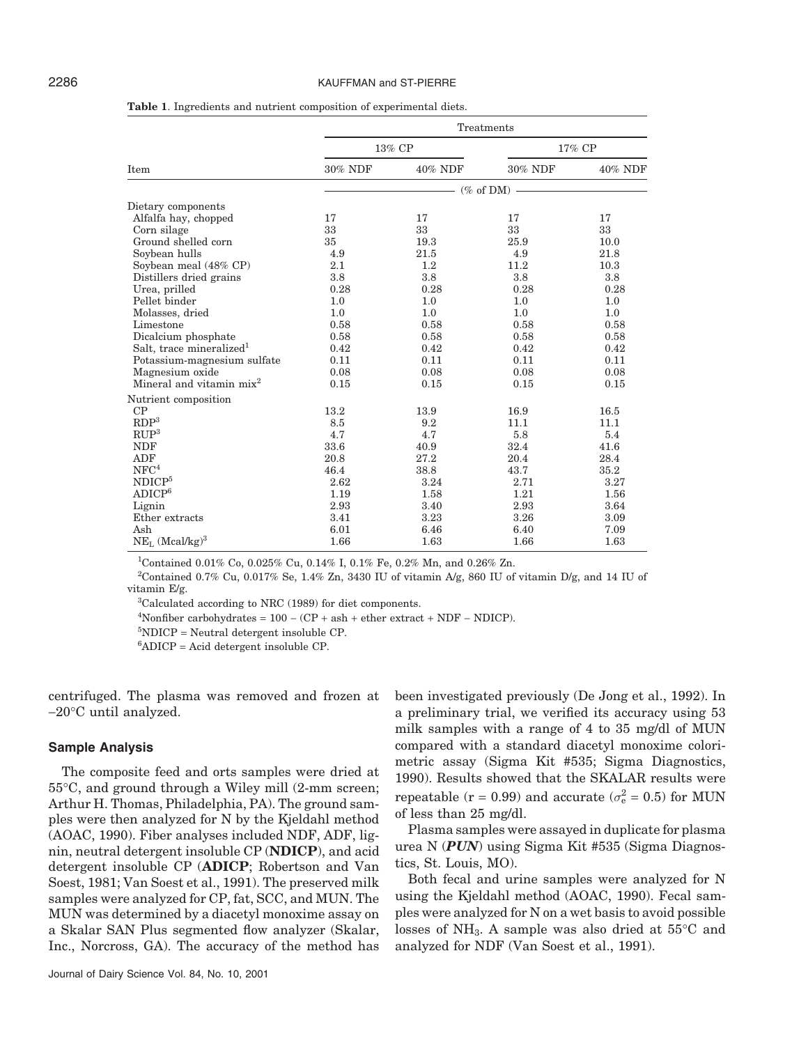**Table 1**. Ingredients and nutrient composition of experimental diets.

| Item | Treatments | | | |
|---|---|---|---|---|
| | 13% CP | | 17% CP | |
| | 30% NDF | 40% NDF | 30% NDF | 40% NDF |
| | (% of DM) | | | |
| Dietary components | | | | |
| Alfalfa hay, chopped | 17 | 17 | 17 | 17 |
| Corn silage | 33 | 33 | 33 | 33 |
| Ground shelled corn | 35 | 19.3 | 25.9 | 10.0 |
| Soybean hulls | 4.9 | 21.5 | 4.9 | 21.8 |
| Soybean meal (48% CP) | 2.1 | 1.2 | 11.2 | 10.3 |
| Distillers dried grains | 3.8 | 3.8 | 3.8 | 3.8 |
| Urea, prilled | 0.28 | 0.28 | 0.28 | 0.28 |
| Pellet binder | 1.0 | 1.0 | 1.0 | 1.0 |
| Molasses, dried | 1.0 | 1.0 | 1.0 | 1.0 |
| Limestone | 0.58 | 0.58 | 0.58 | 0.58 |
| Dicalcium phosphate | 0.58 | 0.58 | 0.58 | 0.58 |
| Salt, trace mineralized[1] | 0.42 | 0.42 | 0.42 | 0.42 |
| Potassium-magnesium sulfate | 0.11 | 0.11 | 0.11 | 0.11 |
| Magnesium oxide | 0.08 | 0.08 | 0.08 | 0.08 |
| Mineral and vitamin mix[2] | 0.15 | 0.15 | 0.15 | 0.15 |
| Nutrient composition | | | | |
| CP | 13.2 | 13.9 | 16.9 | 16.5 |
| RDP[3] | 8.5 | 9.2 | 11.1 | 11.1 |
| RUP[3] | 4.7 | 4.7 | 5.8 | 5.4 |
| NDF | 33.6 | 40.9 | 32.4 | 41.6 |
| ADF | 20.8 | 27.2 | 20.4 | 28.4 |
| NFC[4] | 46.4 | 38.8 | 43.7 | 35.2 |
| NDICP[5] | 2.62 | 3.24 | 2.71 | 3.27 |
| ADICP[6] | 1.19 | 1.58 | 1.21 | 1.56 |
| Lignin | 2.93 | 3.40 | 2.93 | 3.64 |
| Ether extracts | 3.41 | 3.23 | 3.26 | 3.09 |
| Ash | 6.01 | 6.46 | 6.40 | 7.09 |
| $NE_L$ (Mcal/kg)[3] | 1.66 | 1.63 | 1.66 | 1.63 |

[1]Contained 0.01% Co, 0.025% Cu, 0.14% I, 0.1% Fe, 0.2% Mn, and 0.26% Zn.

[2]Contained 0.7% Cu, 0.017% Se, 1.4% Zn, 3430 IU of vitamin A/g, 860 IU of vitamin D/g, and 14 IU of vitamin E/g.

[3]Calculated according to NRC (1989) for diet components.

[4]Nonfiber carbohydrates = 100 − (CP + ash + ether extract + NDF − NDICP).

[5]NDICP = Neutral detergent insoluble CP.

[6]ADICP = Acid detergent insoluble CP.

centrifuged. The plasma was removed and frozen at −20°C until analyzed.

### Sample Analysis

The composite feed and orts samples were dried at 55°C, and ground through a Wiley mill (2-mm screen; Arthur H. Thomas, Philadelphia, PA). The ground samples were then analyzed for N by the Kjeldahl method (AOAC, 1990). Fiber analyses included NDF, ADF, lignin, neutral detergent insoluble CP (**NDICP**), and acid detergent insoluble CP (**ADICP**; Robertson and Van Soest, 1981; Van Soest et al., 1991). The preserved milk samples were analyzed for CP, fat, SCC, and MUN. The MUN was determined by a diacetyl monoxime assay on a Skalar SAN Plus segmented flow analyzer (Skalar, Inc., Norcross, GA). The accuracy of the method has been investigated previously (De Jong et al., 1992). In a preliminary trial, we verified its accuracy using 53 milk samples with a range of 4 to 35 mg/dl of MUN compared with a standard diacetyl monoxime colorimetric assay (Sigma Kit #535; Sigma Diagnostics, 1990). Results showed that the SKALAR results were repeatable (r = 0.99) and accurate ($\sigma_e^2 = 0.5$) for MUN of less than 25 mg/dl.

Plasma samples were assayed in duplicate for plasma urea N (***PUN***) using Sigma Kit #535 (Sigma Diagnostics, St. Louis, MO).

Both fecal and urine samples were analyzed for N using the Kjeldahl method (AOAC, 1990). Fecal samples were analyzed for N on a wet basis to avoid possible losses of $NH_3$. A sample was also dried at 55°C and analyzed for NDF (Van Soest et al., 1991).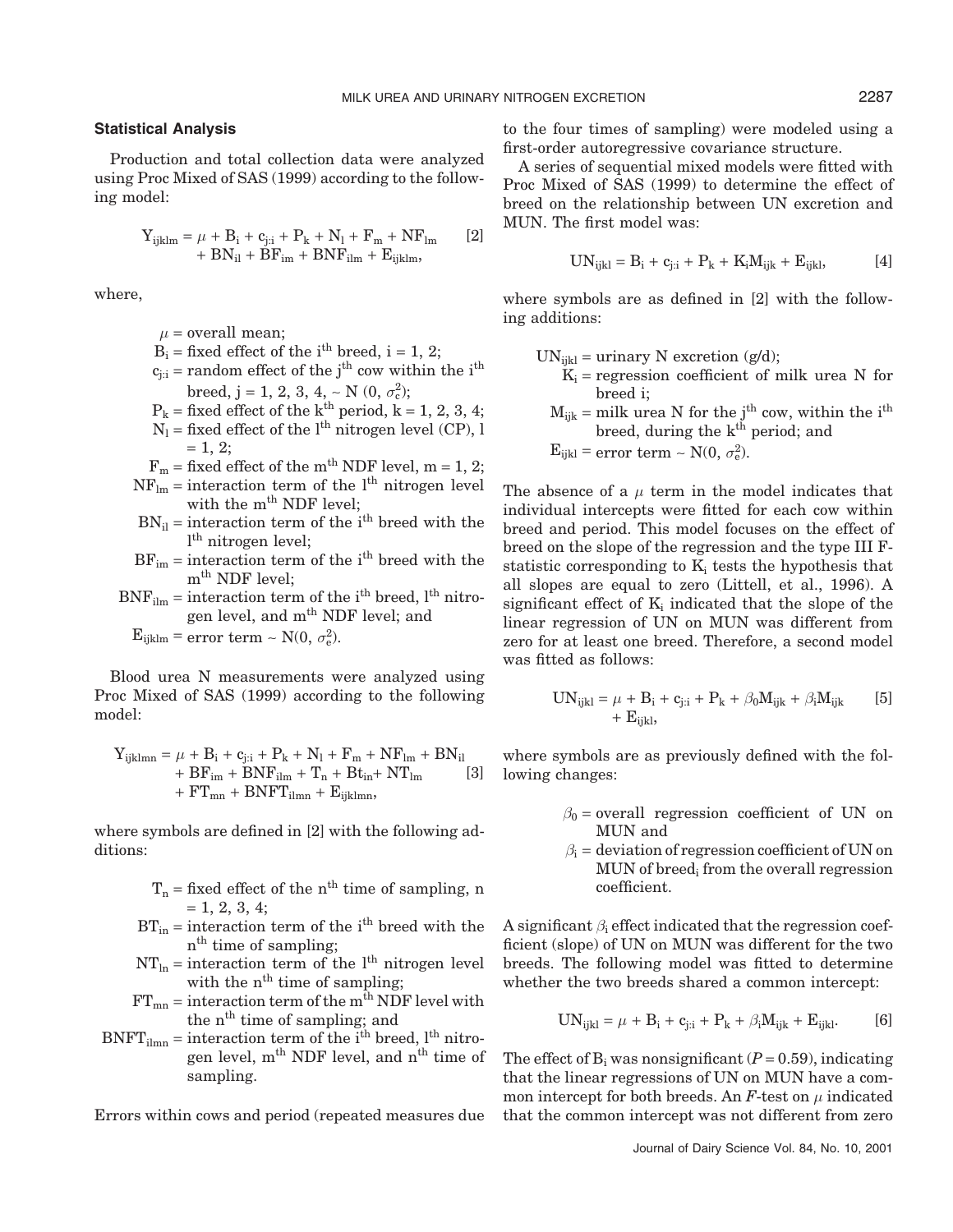### Statistical Analysis

Production and total collection data were analyzed using Proc Mixed of SAS (1999) according to the following model:

$$Y_{ijklm} = \mu + B_i + c_{j:i} + P_k + N_l + F_m + NF_{lm} + BN_{il} + BF_{im} + BNF_{ilm} + E_{ijklm}, \qquad [2]$$

where,

$\mu$ = overall mean;
$B_i$ = fixed effect of the $i^{th}$ breed, i = 1, 2;
$c_{j:i}$ = random effect of the $j^{th}$ cow within the $i^{th}$ breed, j = 1, 2, 3, 4, ~ N (0, $\sigma_c^2$);
$P_k$ = fixed effect of the $k^{th}$ period, k = 1, 2, 3, 4;
$N_l$ = fixed effect of the $l^{th}$ nitrogen level (CP), l = 1, 2;
$F_m$ = fixed effect of the $m^{th}$ NDF level, m = 1, 2;
$NF_{lm}$ = interaction term of the $l^{th}$ nitrogen level with the $m^{th}$ NDF level;
$BN_{il}$ = interaction term of the $i^{th}$ breed with the $l^{th}$ nitrogen level;
$BF_{im}$ = interaction term of the $i^{th}$ breed with the $m^{th}$ NDF level;
$BNF_{ilm}$ = interaction term of the $i^{th}$ breed, $l^{th}$ nitrogen level, and $m^{th}$ NDF level; and
$E_{ijklm}$ = error term ~ N(0, $\sigma_e^2$).

Blood urea N measurements were analyzed using Proc Mixed of SAS (1999) according to the following model:

$$Y_{ijklmn} = \mu + B_i + c_{j:i} + P_k + N_l + F_m + NF_{lm} + BN_{il} + BF_{im} + BNF_{ilm} + T_n + Bt_{in} + NT_{ln} + FT_{mn} + BNFT_{ilmn} + E_{ijklmn}, \qquad [3]$$

where symbols are defined in [2] with the following additions:

$T_n$ = fixed effect of the $n^{th}$ time of sampling, n = 1, 2, 3, 4;
$BT_{in}$ = interaction term of the $i^{th}$ breed with the $n^{th}$ time of sampling;
$NT_{ln}$ = interaction term of the $l^{th}$ nitrogen level with the $n^{th}$ time of sampling;
$FT_{mn}$ = interaction term of the $m^{th}$ NDF level with the $n^{th}$ time of sampling; and
$BNFT_{ilmn}$ = interaction term of the $i^{th}$ breed, $l^{th}$ nitrogen level, $m^{th}$ NDF level, and $n^{th}$ time of sampling.

Errors within cows and period (repeated measures due to the four times of sampling) were modeled using a first-order autoregressive covariance structure.

A series of sequential mixed models were fitted with Proc Mixed of SAS (1999) to determine the effect of breed on the relationship between UN excretion and MUN. The first model was:

$$UN_{ijkl} = B_i + c_{j:i} + P_k + K_iM_{ijk} + E_{ijkl}, \qquad [4]$$

where symbols are as defined in [2] with the following additions:

$UN_{ijkl}$ = urinary N excretion (g/d);
$K_i$ = regression coefficient of milk urea N for breed i;
$M_{ijk}$ = milk urea N for the $j^{th}$ cow, within the $i^{th}$ breed, during the $k^{th}$ period; and
$E_{ijkl}$ = error term ~ N(0, $\sigma_e^2$).

The absence of a $\mu$ term in the model indicates that individual intercepts were fitted for each cow within breed and period. This model focuses on the effect of breed on the slope of the regression and the type III F-statistic corresponding to $K_i$ tests the hypothesis that all slopes are equal to zero (Littell, et al., 1996). A significant effect of $K_i$ indicated that the slope of the linear regression of UN on MUN was different from zero for at least one breed. Therefore, a second model was fitted as follows:

$$UN_{ijkl} = \mu + B_i + c_{j:i} + P_k + \beta_0M_{ijk} + \beta_iM_{ijk} + E_{ijkl}, \qquad [5]$$

where symbols are as previously defined with the following changes:

$\beta_0$ = overall regression coefficient of UN on MUN and
$\beta_i$ = deviation of regression coefficient of UN on MUN of breed$_i$ from the overall regression coefficient.

A significant $\beta_i$ effect indicated that the regression coefficient (slope) of UN on MUN was different for the two breeds. The following model was fitted to determine whether the two breeds shared a common intercept:

$$UN_{ijkl} = \mu + B_i + c_{j:i} + P_k + \beta_iM_{ijk} + E_{ijkl}. \qquad [6]$$

The effect of $B_i$ was nonsignificant ($P = 0.59$), indicating that the linear regressions of UN on MUN have a common intercept for both breeds. An $F$-test on $\mu$ indicated that the common intercept was not different from zero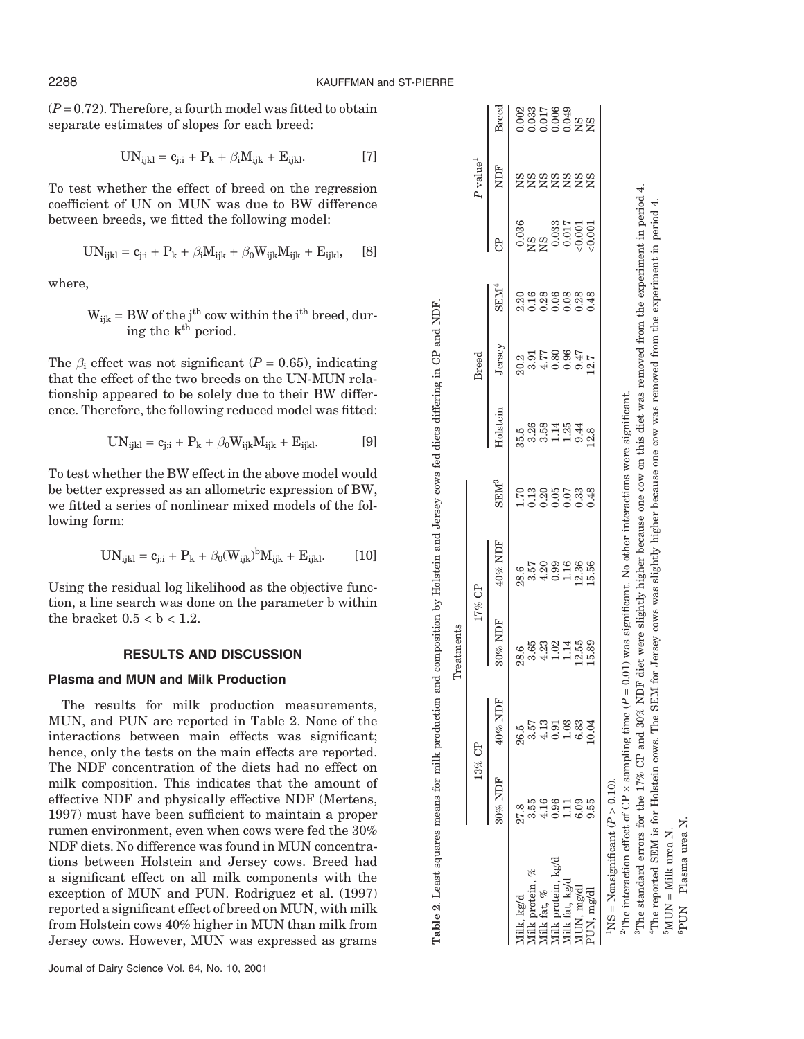($P = 0.72$). Therefore, a fourth model was fitted to obtain separate estimates of slopes for each breed:

$$UN_{ijkl} = c_{j:i} + P_k + \beta_i M_{ijk} + E_{ijkl}. \qquad [7]$$

To test whether the effect of breed on the regression coefficient of UN on MUN was due to BW difference between breeds, we fitted the following model:

$$UN_{ijkl} = c_{j:i} + P_k + \beta_i M_{ijk} + \beta_0 W_{ijk} M_{ijk} + E_{ijkl}, \qquad [8]$$

where,

$W_{ijk}$ = BW of the $j^{th}$ cow within the $i^{th}$ breed, during the $k^{th}$ period.

The $\beta_i$ effect was not significant ($P = 0.65$), indicating that the effect of the two breeds on the UN-MUN relationship appeared to be solely due to their BW difference. Therefore, the following reduced model was fitted:

$$UN_{ijkl} = c_{j:i} + P_k + \beta_0 W_{ijk} M_{ijk} + E_{ijkl}. \qquad [9]$$

To test whether the BW effect in the above model would be better expressed as an allometric expression of BW, we fitted a series of nonlinear mixed models of the following form:

$$UN_{ijkl} = c_{j:i} + P_k + \beta_0 (W_{ijk})^b M_{ijk} + E_{ijkl}. \qquad [10]$$

Using the residual log likelihood as the objective function, a line search was done on the parameter b within the bracket $0.5 < b < 1.2$.

## RESULTS AND DISCUSSION

### Plasma and MUN and Milk Production

The results for milk production measurements, MUN, and PUN are reported in Table 2. None of the interactions between main effects was significant; hence, only the tests on the main effects are reported. The NDF concentration of the diets had no effect on milk composition. This indicates that the amount of effective NDF and physically effective NDF (Mertens, 1997) must have been sufficient to maintain a proper rumen environment, even when cows were fed the 30% NDF diets. No difference was found in MUN concentrations between Holstein and Jersey cows. Breed had a significant effect on all milk components with the exception of MUN and PUN. Rodriguez et al. (1997) reported a significant effect of breed on MUN, with milk from Holstein cows 40% higher in MUN than milk from Jersey cows. However, MUN was expressed as grams

**Table 2.** Least squares means for milk production and composition by Holstein and Jersey cows fed diets differing in CP and NDF.

| | Treatments | | | | | Breed | | | $P$ value[1] | | |
|---|---|---|---|---|---|---|---|---|---|---|---|
| | 13% CP | | 17% CP | | | | | | | | |
| | 30% NDF | 40% NDF | 30% NDF | 40% NDF | SEM[3] | Holstein | Jersey | SEM[4] | CP | NDF | Breed |
| Milk, kg/d | 27.8 | 26.5 | 28.6 | 28.6 | 1.70 | 35.5 | 20.2 | 2.20 | 0.036 | NS | 0.002 |
| Milk protein, % | 3.55 | 3.57 | 3.65 | 3.57 | 0.13 | 3.26 | 3.91 | 0.16 | NS | NS | 0.033 |
| Milk fat, % | 4.16 | 4.13 | 4.23 | 4.20 | 0.20 | 3.58 | 4.77 | 0.28 | NS | NS | 0.017 |
| Milk protein, kg/d | 0.96 | 0.91 | 1.02 | 0.99 | 0.05 | 1.14 | 0.80 | 0.06 | 0.033 | NS | 0.006 |
| Milk fat, kg/d | 1.11 | 1.03 | 1.14 | 1.16 | 0.07 | 1.25 | 0.96 | 0.08 | 0.017 | NS | 0.049 |
| MUN, mg/dl | 6.09 | 6.83 | 12.55 | 12.36 | 0.33 | 9.44 | 9.47 | 0.28 | <0.001 | NS | NS |
| PUN, mg/dl | 9.55 | 10.04 | 15.89 | 15.56 | 0.48 | 12.8 | 12.7 | 0.48 | <0.001 | NS | NS |

[1]NS = Nonsignificant ($P > 0.10$).

[2]The interaction effect of CP × sampling time ($P = 0.01$) was significant. No other interactions were significant.

[3]The standard errors for the 17% CP and 30% NDF diet were slightly higher because one cow on this diet was removed from the experiment in period 4.

[4]The reported SEM is for Holstein cows. The SEM for Jersey cows was slightly higher because one cow was removed from the experiment in period 4.

[5]MUN = Milk urea N.

[6]PUN = Plasma urea N.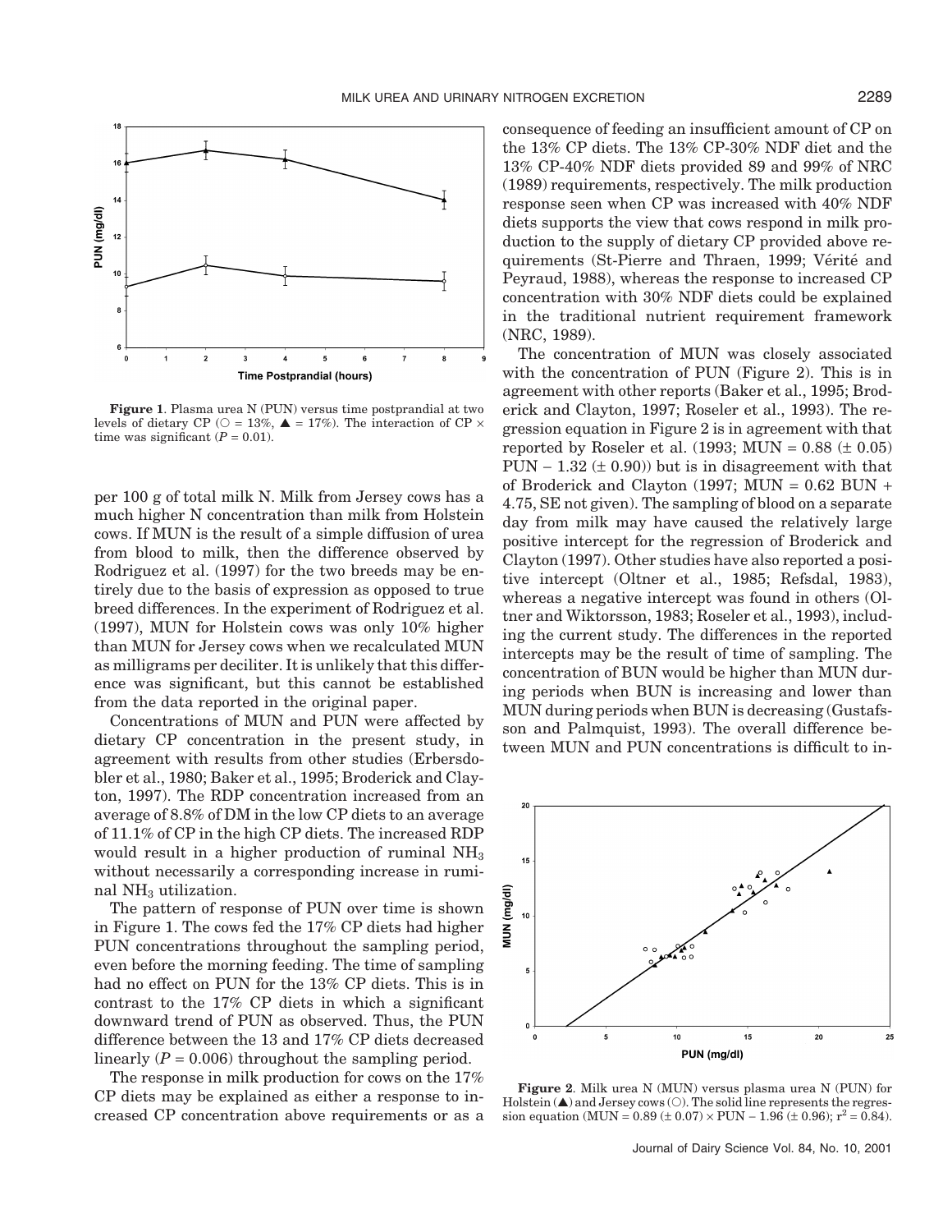**Figure 1**. Plasma urea N (PUN) versus time postprandial at two levels of dietary CP (○ = 13%, ▲ = 17%). The interaction of CP × time was significant ($P = 0.01$).

per 100 g of total milk N. Milk from Jersey cows has a much higher N concentration than milk from Holstein cows. If MUN is the result of a simple diffusion of urea from blood to milk, then the difference observed by Rodriguez et al. (1997) for the two breeds may be entirely due to the basis of expression as opposed to true breed differences. In the experiment of Rodriguez et al. (1997), MUN for Holstein cows was only 10% higher than MUN for Jersey cows when we recalculated MUN as milligrams per deciliter. It is unlikely that this difference was significant, but this cannot be established from the data reported in the original paper.

Concentrations of MUN and PUN were affected by dietary CP concentration in the present study, in agreement with results from other studies (Erbersdobler et al., 1980; Baker et al., 1995; Broderick and Clayton, 1997). The RDP concentration increased from an average of 8.8% of DM in the low CP diets to an average of 11.1% of CP in the high CP diets. The increased RDP would result in a higher production of ruminal $NH_3$ without necessarily a corresponding increase in ruminal $NH_3$ utilization.

The pattern of response of PUN over time is shown in Figure 1. The cows fed the 17% CP diets had higher PUN concentrations throughout the sampling period, even before the morning feeding. The time of sampling had no effect on PUN for the 13% CP diets. This is in contrast to the 17% CP diets in which a significant downward trend of PUN as observed. Thus, the PUN difference between the 13 and 17% CP diets decreased linearly ($P = 0.006$) throughout the sampling period.

The response in milk production for cows on the 17% CP diets may be explained as either a response to increased CP concentration above requirements or as a consequence of feeding an insufficient amount of CP on the 13% CP diets. The 13% CP-30% NDF diet and the 13% CP-40% NDF diets provided 89 and 99% of NRC (1989) requirements, respectively. The milk production response seen when CP was increased with 40% NDF diets supports the view that cows respond in milk production to the supply of dietary CP provided above requirements (St-Pierre and Thraen, 1999; Vérité and Peyraud, 1988), whereas the response to increased CP concentration with 30% NDF diets could be explained in the traditional nutrient requirement framework (NRC, 1989).

The concentration of MUN was closely associated with the concentration of PUN (Figure 2). This is in agreement with other reports (Baker et al., 1995; Broderick and Clayton, 1997; Roseler et al., 1993). The regression equation in Figure 2 is in agreement with that reported by Roseler et al. (1993; MUN = 0.88 (± 0.05) PUN − 1.32 (± 0.90)) but is in disagreement with that of Broderick and Clayton (1997; MUN = 0.62 BUN + 4.75, SE not given). The sampling of blood on a separate day from milk may have caused the relatively large positive intercept for the regression of Broderick and Clayton (1997). Other studies have also reported a positive intercept (Oltner et al., 1985; Refsdal, 1983), whereas a negative intercept was found in others (Oltner and Wiktorsson, 1983; Roseler et al., 1993), including the current study. The differences in the reported intercepts may be the result of time of sampling. The concentration of BUN would be higher than MUN during periods when BUN is increasing and lower than MUN during periods when BUN is decreasing (Gustafsson and Palmquist, 1993). The overall difference between MUN and PUN concentrations is difficult to in-

**Figure 2**. Milk urea N (MUN) versus plasma urea N (PUN) for Holstein (▲) and Jersey cows (○). The solid line represents the regression equation (MUN = 0.89 (± 0.07) × PUN − 1.96 (± 0.96); $r^2 = 0.84$).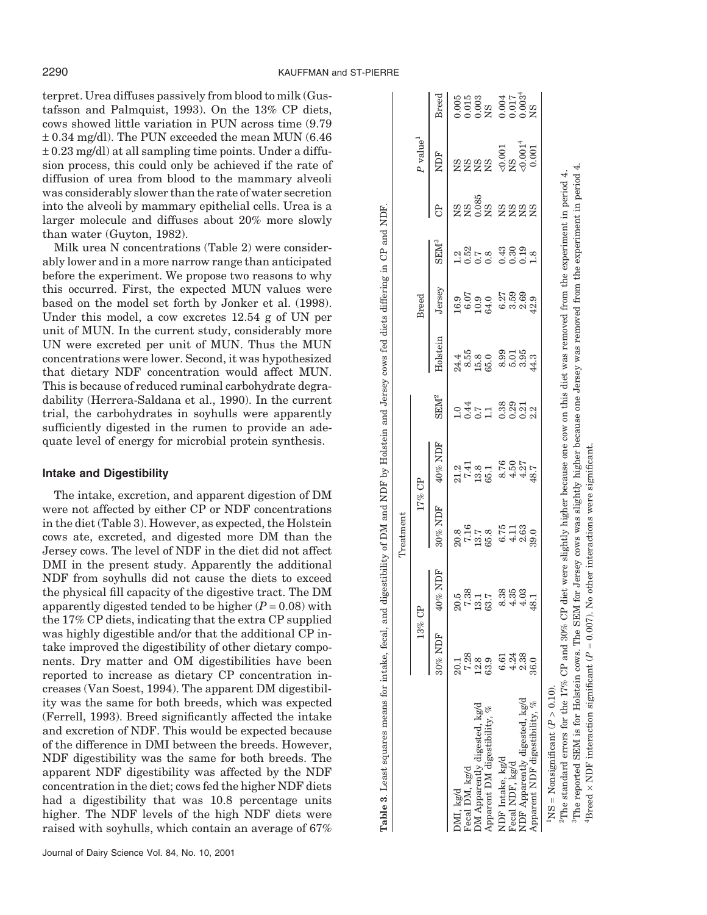terpret. Urea diffuses passively from blood to milk (Gustafsson and Palmquist, 1993). On the 13% CP diets, cows showed little variation in PUN across time (9.79 ± 0.34 mg/dl). The PUN exceeded the mean MUN (6.46 ± 0.23 mg/dl) at all sampling time points. Under a diffusion process, this could only be achieved if the rate of diffusion of urea from blood to the mammary alveoli was considerably slower than the rate of water secretion into the alveoli by mammary epithelial cells. Urea is a larger molecule and diffuses about 20% more slowly than water (Guyton, 1982).

Milk urea N concentrations (Table 2) were considerably lower and in a more narrow range than anticipated before the experiment. We propose two reasons to why this occurred. First, the expected MUN values were based on the model set forth by Jonker et al. (1998). Under this model, a cow excretes 12.54 g of UN per unit of MUN. In the current study, considerably more UN were excreted per unit of MUN. Thus the MUN concentrations were lower. Second, it was hypothesized that dietary NDF concentration would affect MUN. This is because of reduced ruminal carbohydrate degradability (Herrera-Saldana et al., 1990). In the current trial, the carbohydrates in soyhulls were apparently sufficiently digested in the rumen to provide an adequate level of energy for microbial protein synthesis.

## Intake and Digestibility

The intake, excretion, and apparent digestion of DM were not affected by either CP or NDF concentrations in the diet (Table 3). However, as expected, the Holstein cows ate, excreted, and digested more DM than the Jersey cows. The level of NDF in the diet did not affect DMI in the present study. Apparently the additional NDF from soyhulls did not cause the diets to exceed the physical fill capacity of the digestive tract. The DM apparently digested tended to be higher ($P = 0.08$) with the 17% CP diets, indicating that the extra CP supplied was highly digestible and/or that the additional CP intake improved the digestibility of other dietary components. Dry matter and OM digestibilities have been reported to increase as dietary CP concentration increases (Van Soest, 1994). The apparent DM digestibility was the same for both breeds, which was expected (Ferrell, 1993). Breed significantly affected the intake and excretion of NDF. This would be expected because of the difference in DMI between the breeds. However, NDF digestibility was the same for both breeds. The apparent NDF digestibility was affected by the NDF concentration in the diet; cows fed the higher NDF diets had a digestibility that was 10.8 percentage units higher. The NDF levels of the high NDF diets were raised with soyhulls, which contain an average of 67%

**Table 3.** Least squares means for intake, fecal, and digestibility of DM and NDF by Holstein and Jersey cows fed diets differing in CP and NDF.

| | Treatment | | | | | Breed | | | $P$ value[1] | | |
|---|---|---|---|---|---|---|---|---|---|---|---|
| | 13% CP | | 17% CP | | | | | | | | |
| | 30% NDF | 40% NDF | 30% NDF | 40% NDF | SEM[2] | Holstein | Jersey | SEM[3] | CP | NDF | Breed |
| DMI, kg/d | 20.1 | 20.5 | 20.8 | 21.2 | 1.0 | 24.4 | 16.9 | 1.2 | NS | NS | 0.005 |
| Fecal DM, kg/d | 7.28 | 7.38 | 7.16 | 7.41 | 0.44 | 8.55 | 6.07 | 0.52 | NS | NS | 0.015 |
| DM Apparently digested, kg/d | 12.8 | 13.1 | 13.7 | 13.8 | 0.7 | 15.8 | 10.9 | 0.7 | 0.085 | NS | 0.003 |
| Apparent DM digestibility, % | 63.9 | 63.7 | 65.8 | 65.1 | 1.1 | 65.0 | 64.0 | 0.8 | NS | NS | NS |
| NDF Intake, kg/d | 6.61 | 8.38 | 6.75 | 8.76 | 0.38 | 8.99 | 6.27 | 0.43 | NS | <0.001 | 0.004 |
| Fecal NDF, kg/d | 4.24 | 4.35 | 4.11 | 4.50 | 0.29 | 5.01 | 3.59 | 0.30 | NS | NS | 0.017 |
| NDF Apparently digested, kg/d | 2.38 | 4.03 | 2.63 | 4.27 | 0.21 | 3.95 | 2.69 | 0.19 | NS | <0.001[4] | 0.003[4] |
| Apparent NDF digestibility, % | 36.0 | 48.1 | 39.0 | 48.7 | 2.2 | 44.3 | 42.9 | 1.8 | NS | 0.001 | NS |

[1]NS = Nonsignificant ($P > 0.10$).

[2]The standard errors for the 17% CP and 30% CP diet were slightly higher because one cow on this diet was removed from the experiment in period 4.

[3]The reported SEM is for Holstein cows. The SEM for Jersey cows was slightly higher because one Jersey was removed from the experiment in period 4.

[4]Breed × NDF interaction significant ($P = 0.007$). No other interactions were significant.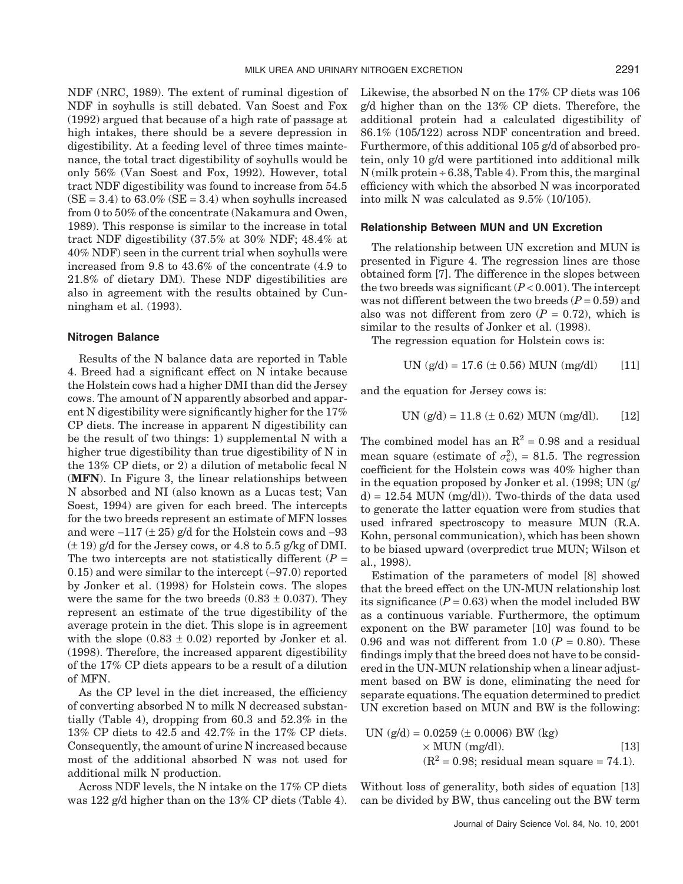NDF (NRC, 1989). The extent of ruminal digestion of NDF in soyhulls is still debated. Van Soest and Fox (1992) argued that because of a high rate of passage at high intakes, there should be a severe depression in digestibility. At a feeding level of three times maintenance, the total tract digestibility of soyhulls would be only 56% (Van Soest and Fox, 1992). However, total tract NDF digestibility was found to increase from 54.5 (SE = 3.4) to 63.0% (SE = 3.4) when soyhulls increased from 0 to 50% of the concentrate (Nakamura and Owen, 1989). This response is similar to the increase in total tract NDF digestibility (37.5% at 30% NDF; 48.4% at 40% NDF) seen in the current trial when soyhulls were increased from 9.8 to 43.6% of the concentrate (4.9 to 21.8% of dietary DM). These NDF digestibilities are also in agreement with the results obtained by Cunningham et al. (1993).

### Nitrogen Balance

Results of the N balance data are reported in Table 4. Breed had a significant effect on N intake because the Holstein cows had a higher DMI than did the Jersey cows. The amount of N apparently absorbed and apparent N digestibility were significantly higher for the 17% CP diets. The increase in apparent N digestibility can be the result of two things: 1) supplemental N with a higher true digestibility than true digestibility of N in the 13% CP diets, or 2) a dilution of metabolic fecal N (**MFN**). In Figure 3, the linear relationships between N absorbed and NI (also known as a Lucas test; Van Soest, 1994) are given for each breed. The intercepts for the two breeds represent an estimate of MFN losses and were –117 (± 25) g/d for the Holstein cows and –93 (± 19) g/d for the Jersey cows, or 4.8 to 5.5 g/kg of DMI. The two intercepts are not statistically different ($P$ = 0.15) and were similar to the intercept (–97.0) reported by Jonker et al. (1998) for Holstein cows. The slopes were the same for the two breeds (0.83 ± 0.037). They represent an estimate of the true digestibility of the average protein in the diet. This slope is in agreement with the slope (0.83 ± 0.02) reported by Jonker et al. (1998). Therefore, the increased apparent digestibility of the 17% CP diets appears to be a result of a dilution of MFN.

As the CP level in the diet increased, the efficiency of converting absorbed N to milk N decreased substantially (Table 4), dropping from 60.3 and 52.3% in the 13% CP diets to 42.5 and 42.7% in the 17% CP diets. Consequently, the amount of urine N increased because most of the additional absorbed N was not used for additional milk N production.

Across NDF levels, the N intake on the 17% CP diets was 122 g/d higher than on the 13% CP diets (Table 4). Likewise, the absorbed N on the 17% CP diets was 106 g/d higher than on the 13% CP diets. Therefore, the additional protein had a calculated digestibility of 86.1% (105/122) across NDF concentration and breed. Furthermore, of this additional 105 g/d of absorbed protein, only 10 g/d were partitioned into additional milk N (milk protein ÷ 6.38, Table 4). From this, the marginal efficiency with which the absorbed N was incorporated into milk N was calculated as 9.5% (10/105).

### Relationship Between MUN and UN Excretion

The relationship between UN excretion and MUN is presented in Figure 4. The regression lines are those obtained form [7]. The difference in the slopes between the two breeds was significant ($P < 0.001$). The intercept was not different between the two breeds ($P = 0.59$) and also was not different from zero ($P$ = 0.72), which is similar to the results of Jonker et al. (1998).

The regression equation for Holstein cows is:

$$\text{UN (g/d)} = 17.6\ (\pm\ 0.56)\ \text{MUN (mg/dl)} \qquad [11]$$

and the equation for Jersey cows is:

$$\text{UN (g/d)} = 11.8\ (\pm\ 0.62)\ \text{MUN (mg/dl)}. \qquad [12]$$

The combined model has an $R^2$ = 0.98 and a residual mean square (estimate of $\sigma_e^2$), = 81.5. The regression coefficient for the Holstein cows was 40% higher than in the equation proposed by Jonker et al. (1998; UN (g/d) = 12.54 MUN (mg/dl)). Two-thirds of the data used to generate the latter equation were from studies that used infrared spectroscopy to measure MUN (R.A. Kohn, personal communication), which has been shown to be biased upward (overpredict true MUN; Wilson et al., 1998).

Estimation of the parameters of model [8] showed that the breed effect on the UN-MUN relationship lost its significance ($P = 0.63$) when the model included BW as a continuous variable. Furthermore, the optimum exponent on the BW parameter [10] was found to be 0.96 and was not different from 1.0 ($P = 0.80$). These findings imply that the breed does not have to be considered in the UN-MUN relationship when a linear adjustment based on BW is done, eliminating the need for separate equations. The equation determined to predict UN excretion based on MUN and BW is the following:

$$\text{UN (g/d)} = 0.0259\ (\pm\ 0.0006)\ \text{BW (kg)} \times \text{MUN (mg/dl)}. \qquad [13]$$

$$(R^2 = 0.98;\ \text{residual mean square} = 74.1).$$

Without loss of generality, both sides of equation [13] can be divided by BW, thus canceling out the BW term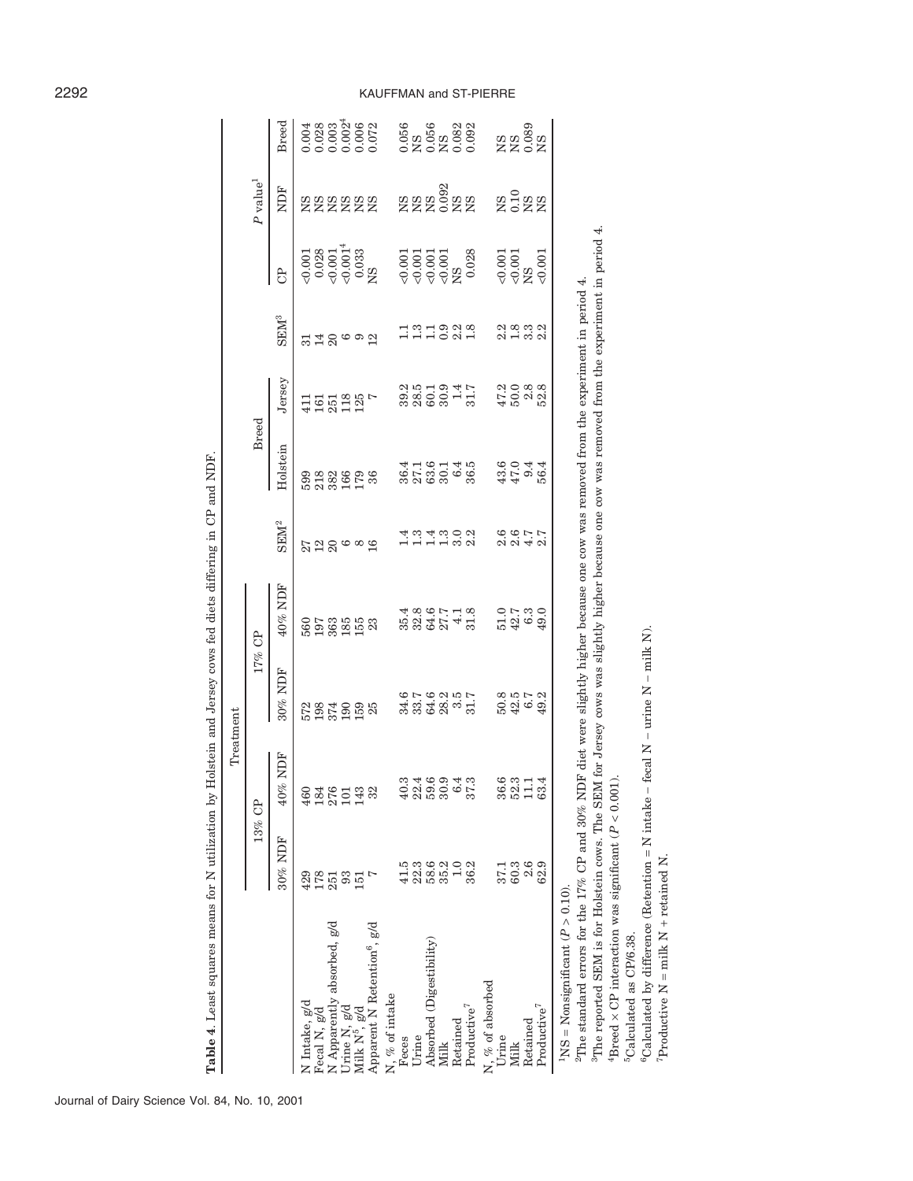**Table 4.** Least squares means for N utilization by Holstein and Jersey cows fed diets differing in CP and NDF.

| | Treatment | | | | | Breed | | | $P$ value[1] | | |
|---|---|---|---|---|---|---|---|---|---|---|---|
| | 13% CP | | 17% CP | | | | | | | | |
| | 30% NDF | 40% NDF | 30% NDF | 40% NDF | SEM[2] | Holstein | Jersey | SEM[3] | CP | NDF | Breed |
| N Intake, g/d | 429 | 460 | 572 | 560 | 27 | 599 | 411 | 31 | <0.001 | NS | 0.004 |
| Fecal N, g/d | 178 | 184 | 198 | 197 | 12 | 218 | 161 | 14 | 0.028 | NS | 0.028 |
| N Apparently absorbed, g/d | 251 | 276 | 374 | 363 | 20 | 382 | 251 | 20 | <0.001 | NS | 0.003 |
| Urine N, g/d | 93 | 101 | 190 | 185 | 6 | 166 | 118 | 6 | <0.001[4] | NS | 0.002[4] |
| Milk N[5], g/d | 151 | 143 | 159 | 155 | 8 | 179 | 125 | 9 | 0.033 | NS | 0.006 |
| Apparent N Retention[6], g/d | 7 | 32 | 25 | 23 | 16 | 36 | 7 | 12 | NS | NS | 0.072 |
| N, % of intake | | | | | | | | | | | |
| Feces | 41.5 | 40.3 | 34.6 | 35.4 | 1.4 | 36.4 | 39.2 | 1.1 | <0.001 | NS | 0.056 |
| Urine | 22.3 | 22.4 | 33.7 | 32.8 | 1.3 | 27.1 | 28.5 | 1.3 | <0.001 | NS | NS |
| Absorbed (Digestibility) | 58.6 | 59.6 | 64.6 | 64.6 | 1.4 | 63.6 | 60.1 | 1.1 | <0.001 | NS | 0.056 |
| Milk | 35.2 | 30.9 | 28.2 | 27.7 | 1.3 | 30.1 | 30.9 | 0.9 | <0.001 | 0.092 | NS |
| Retained | 1.0 | 6.4 | 3.5 | 4.1 | 3.0 | 6.4 | 1.4 | 2.2 | NS | NS | 0.082 |
| Productive[7] | 36.2 | 37.3 | 31.7 | 31.8 | 2.2 | 36.5 | 31.7 | 1.8 | 0.028 | NS | 0.092 |
| N, % of absorbed | | | | | | | | | | | |
| Urine | 37.1 | 36.6 | 50.8 | 51.0 | 2.6 | 43.6 | 47.2 | 2.2 | <0.001 | NS | NS |
| Milk | 60.3 | 52.3 | 42.5 | 42.7 | 2.6 | 47.0 | 50.0 | 1.8 | <0.001 | 0.10 | NS |
| Retained | 2.6 | 11.1 | 6.7 | 6.3 | 4.7 | 9.4 | 2.8 | 3.3 | NS | NS | 0.089 |
| Productive[7] | 62.9 | 63.4 | 49.2 | 49.0 | 2.7 | 56.4 | 52.8 | 2.2 | <0.001 | NS | NS |

[1]NS = Nonsignificant ($P > 0.10$).

[2]The standard errors for the 17% CP and 30% NDF diet were slightly higher because one cow was removed from the experiment in period 4.

[3]The reported SEM is for Holstein cows. The SEM for Jersey cows was slightly higher because one cow was removed from the experiment in period 4.

[4]Breed × CP interaction was significant ($P < 0.001$).

[5]Calculated as CP/6.38.

[6]Calculated by difference (Retention = N intake − fecal N − urine N − milk N).

[7]Productive N = milk N + retained N.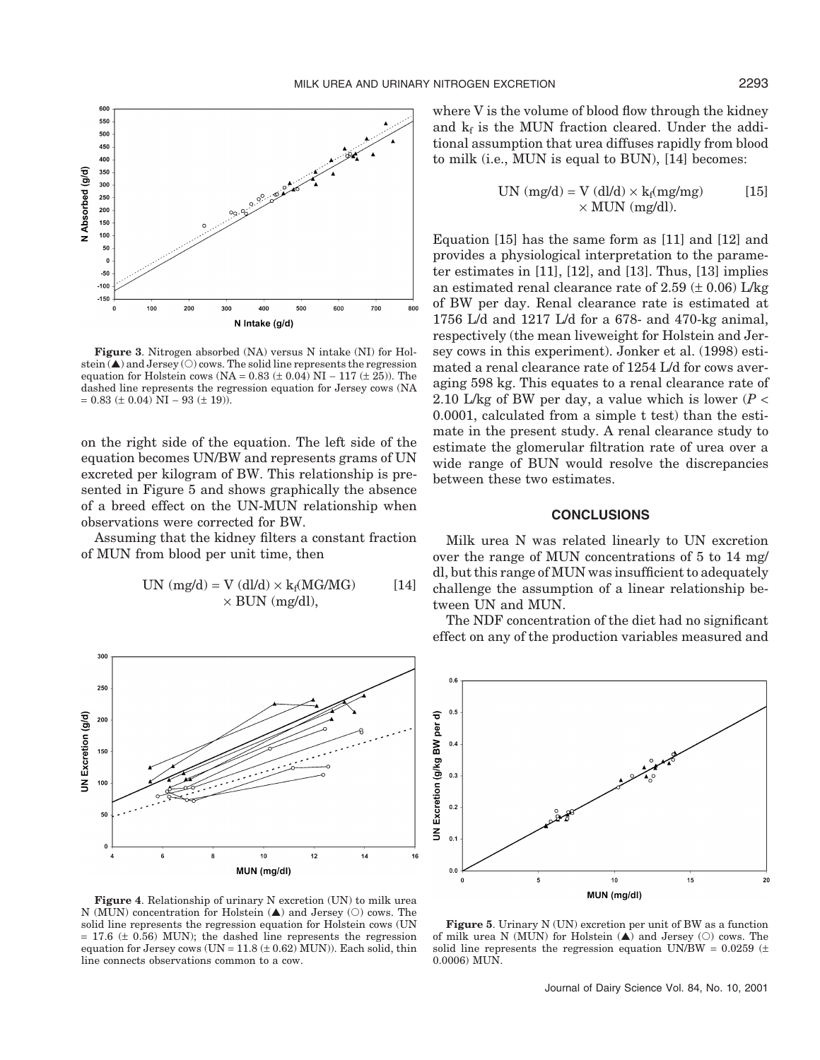Figure 3. Nitrogen absorbed (NA) versus N intake (NI) for Holstein (▲) and Jersey (○) cows. The solid line represents the regression equation for Holstein cows (NA = 0.83 (± 0.04) NI − 117 (± 25)). The dashed line represents the regression equation for Jersey cows (NA = 0.83 (± 0.04) NI − 93 (± 19)).

on the right side of the equation. The left side of the equation becomes UN/BW and represents grams of UN excreted per kilogram of BW. This relationship is presented in Figure 5 and shows graphically the absence of a breed effect on the UN-MUN relationship when observations were corrected for BW.

Assuming that the kidney filters a constant fraction of MUN from blood per unit time, then

$$\text{UN (mg/d)} = \text{V (dl/d)} \times k_f\text{(MG/MG)} \times \text{BUN (mg/dl)}, \quad [14]$$

where V is the volume of blood flow through the kidney and $k_f$ is the MUN fraction cleared. Under the additional assumption that urea diffuses rapidly from blood to milk (i.e., MUN is equal to BUN), [14] becomes:

$$\text{UN (mg/d)} = \text{V (dl/d)} \times k_f\text{(mg/mg)} \times \text{MUN (mg/dl)}. \quad [15]$$

Equation [15] has the same form as [11] and [12] and provides a physiological interpretation to the parameter estimates in [11], [12], and [13]. Thus, [13] implies an estimated renal clearance rate of 2.59 (± 0.06) L/kg of BW per day. Renal clearance rate is estimated at 1756 L/d and 1217 L/d for a 678- and 470-kg animal, respectively (the mean liveweight for Holstein and Jersey cows in this experiment). Jonker et al. (1998) estimated a renal clearance rate of 1254 L/d for cows averaging 598 kg. This equates to a renal clearance rate of 2.10 L/kg of BW per day, a value which is lower ($P < 0.0001$, calculated from a simple t test) than the estimate in the present study. A renal clearance study to estimate the glomerular filtration rate of urea over a wide range of BUN would resolve the discrepancies between these two estimates.

## CONCLUSIONS

Milk urea N was related linearly to UN excretion over the range of MUN concentrations of 5 to 14 mg/dl, but this range of MUN was insufficient to adequately challenge the assumption of a linear relationship between UN and MUN.

The NDF concentration of the diet had no significant effect on any of the production variables measured and

Figure 4. Relationship of urinary N excretion (UN) to milk urea N (MUN) concentration for Holstein (▲) and Jersey (○) cows. The solid line represents the regression equation for Holstein cows (UN = 17.6 (± 0.56) MUN); the dashed line represents the regression equation for Jersey cows (UN = 11.8 (± 0.62) MUN)). Each solid, thin line connects observations common to a cow.

Figure 5. Urinary N (UN) excretion per unit of BW as a function of milk urea N (MUN) for Holstein (▲) and Jersey (○) cows. The solid line represents the regression equation UN/BW = 0.0259 (± 0.0006) MUN.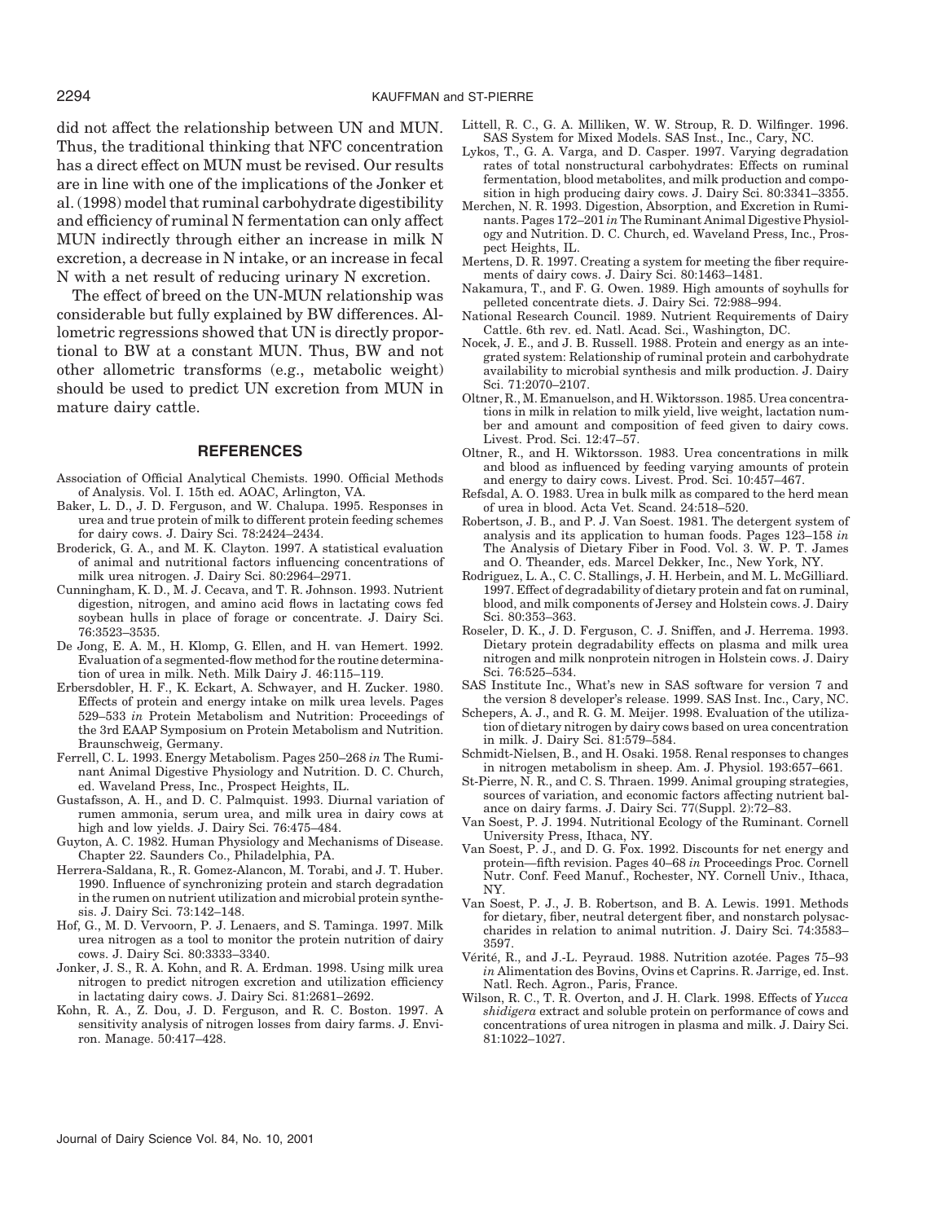did not affect the relationship between UN and MUN. Thus, the traditional thinking that NFC concentration has a direct effect on MUN must be revised. Our results are in line with one of the implications of the Jonker et al. (1998) model that ruminal carbohydrate digestibility and efficiency of ruminal N fermentation can only affect MUN indirectly through either an increase in milk N excretion, a decrease in N intake, or an increase in fecal N with a net result of reducing urinary N excretion.

The effect of breed on the UN-MUN relationship was considerable but fully explained by BW differences. Allometric regressions showed that UN is directly proportional to BW at a constant MUN. Thus, BW and not other allometric transforms (e.g., metabolic weight) should be used to predict UN excretion from MUN in mature dairy cattle.

## REFERENCES

Association of Official Analytical Chemists. 1990. Official Methods of Analysis. Vol. I. 15th ed. AOAC, Arlington, VA.

Baker, L. D., J. D. Ferguson, and W. Chalupa. 1995. Responses in urea and true protein of milk to different protein feeding schemes for dairy cows. J. Dairy Sci. 78:2424–2434.

Broderick, G. A., and M. K. Clayton. 1997. A statistical evaluation of animal and nutritional factors influencing concentrations of milk urea nitrogen. J. Dairy Sci. 80:2964–2971.

Cunningham, K. D., M. J. Cecava, and T. R. Johnson. 1993. Nutrient digestion, nitrogen, and amino acid flows in lactating cows fed soybean hulls in place of forage or concentrate. J. Dairy Sci. 76:3523–3535.

De Jong, E. A. M., H. Klomp, G. Ellen, and H. van Hemert. 1992. Evaluation of a segmented-flow method for the routine determination of urea in milk. Neth. Milk Dairy J. 46:115–119.

Erbersdobler, H. F., K. Eckart, A. Schwayer, and H. Zucker. 1980. Effects of protein and energy intake on milk urea levels. Pages 529–533 *in* Protein Metabolism and Nutrition: Proceedings of the 3rd EAAP Symposium on Protein Metabolism and Nutrition. Braunschweig, Germany.

Ferrell, C. L. 1993. Energy Metabolism. Pages 250–268 *in* The Ruminant Animal Digestive Physiology and Nutrition. D. C. Church, ed. Waveland Press, Inc., Prospect Heights, IL.

Gustafsson, A. H., and D. C. Palmquist. 1993. Diurnal variation of rumen ammonia, serum urea, and milk urea in dairy cows at high and low yields. J. Dairy Sci. 76:475–484.

Guyton, A. C. 1982. Human Physiology and Mechanisms of Disease. Chapter 22. Saunders Co., Philadelphia, PA.

Herrera-Saldana, R., R. Gomez-Alancon, M. Torabi, and J. T. Huber. 1990. Influence of synchronizing protein and starch degradation in the rumen on nutrient utilization and microbial protein synthesis. J. Dairy Sci. 73:142–148.

Hof, G., M. D. Vervoorn, P. J. Lenaers, and S. Taminga. 1997. Milk urea nitrogen as a tool to monitor the protein nutrition of dairy cows. J. Dairy Sci. 80:3333–3340.

Jonker, J. S., R. A. Kohn, and R. A. Erdman. 1998. Using milk urea nitrogen to predict nitrogen excretion and utilization efficiency in lactating dairy cows. J. Dairy Sci. 81:2681–2692.

Kohn, R. A., Z. Dou, J. D. Ferguson, and R. C. Boston. 1997. A sensitivity analysis of nitrogen losses from dairy farms. J. Environ. Manage. 50:417–428.

Littell, R. C., G. A. Milliken, W. W. Stroup, R. D. Wilfinger. 1996. SAS System for Mixed Models. SAS Inst., Inc., Cary, NC.

Lykos, T., G. A. Varga, and D. Casper. 1997. Varying degradation rates of total nonstructural carbohydrates: Effects on ruminal fermentation, blood metabolites, and milk production and composition in high producing dairy cows. J. Dairy Sci. 80:3341–3355.

Merchen, N. R. 1993. Digestion, Absorption, and Excretion in Ruminants. Pages 172–201 *in* The Ruminant Animal Digestive Physiology and Nutrition. D. C. Church, ed. Waveland Press, Inc., Prospect Heights, IL.

Mertens, D. R. 1997. Creating a system for meeting the fiber requirements of dairy cows. J. Dairy Sci. 80:1463–1481.

Nakamura, T., and F. G. Owen. 1989. High amounts of soyhulls for pelleted concentrate diets. J. Dairy Sci. 72:988–994.

National Research Council. 1989. Nutrient Requirements of Dairy Cattle. 6th rev. ed. Natl. Acad. Sci., Washington, DC.

Nocek, J. E., and J. B. Russell. 1988. Protein and energy as an integrated system: Relationship of ruminal protein and carbohydrate availability to microbial synthesis and milk production. J. Dairy Sci. 71:2070–2107.

Oltner, R., M. Emanuelson, and H. Wiktorsson. 1985. Urea concentrations in milk in relation to milk yield, live weight, lactation number and amount and composition of feed given to dairy cows. Livest. Prod. Sci. 12:47–57.

Oltner, R., and H. Wiktorsson. 1983. Urea concentrations in milk and blood as influenced by feeding varying amounts of protein and energy to dairy cows. Livest. Prod. Sci. 10:457–467.

Refsdal, A. O. 1983. Urea in bulk milk as compared to the herd mean of urea in blood. Acta Vet. Scand. 24:518–520.

Robertson, J. B., and P. J. Van Soest. 1981. The detergent system of analysis and its application to human foods. Pages 123–158 *in* The Analysis of Dietary Fiber in Food. Vol. 3. W. P. T. James and O. Theander, eds. Marcel Dekker, Inc., New York, NY.

Rodriguez, L. A., C. C. Stallings, J. H. Herbein, and M. L. McGilliard. 1997. Effect of degradability of dietary protein and fat on ruminal, blood, and milk components of Jersey and Holstein cows. J. Dairy Sci. 80:353–363.

Roseler, D. K., J. D. Ferguson, C. J. Sniffen, and J. Herrema. 1993. Dietary protein degradability effects on plasma and milk urea nitrogen and milk nonprotein nitrogen in Holstein cows. J. Dairy Sci. 76:525–534.

SAS Institute Inc., What's new in SAS software for version 7 and the version 8 developer's release. 1999. SAS Inst. Inc., Cary, NC.

Schepers, A. J., and R. G. M. Meijer. 1998. Evaluation of the utilization of dietary nitrogen by dairy cows based on urea concentration in milk. J. Dairy Sci. 81:579–584.

Schmidt-Nielsen, B., and H. Osaki. 1958. Renal responses to changes in nitrogen metabolism in sheep. Am. J. Physiol. 193:657–661.

St-Pierre, N. R., and C. S. Thraen. 1999. Animal grouping strategies, sources of variation, and economic factors affecting nutrient balance on dairy farms. J. Dairy Sci. 77(Suppl. 2):72–83.

Van Soest, P. J. 1994. Nutritional Ecology of the Ruminant. Cornell University Press, Ithaca, NY.

Van Soest, P. J., and D. G. Fox. 1992. Discounts for net energy and protein—fifth revision. Pages 40–68 *in* Proceedings Proc. Cornell Nutr. Conf. Feed Manuf., Rochester, NY. Cornell Univ., Ithaca, NY.

Van Soest, P. J., J. B. Robertson, and B. A. Lewis. 1991. Methods for dietary, fiber, neutral detergent fiber, and nonstarch polysaccharides in relation to animal nutrition. J. Dairy Sci. 74:3583–3597.

Vérité, R., and J.-L. Peyraud. 1988. Nutrition azotée. Pages 75–93 *in* Alimentation des Bovins, Ovins et Caprins. R. Jarrige, ed. Inst. Natl. Rech. Agron., Paris, France.

Wilson, R. C., T. R. Overton, and J. H. Clark. 1998. Effects of *Yucca shidigera* extract and soluble protein on performance of cows and concentrations of urea nitrogen in plasma and milk. J. Dairy Sci. 81:1022–1027.